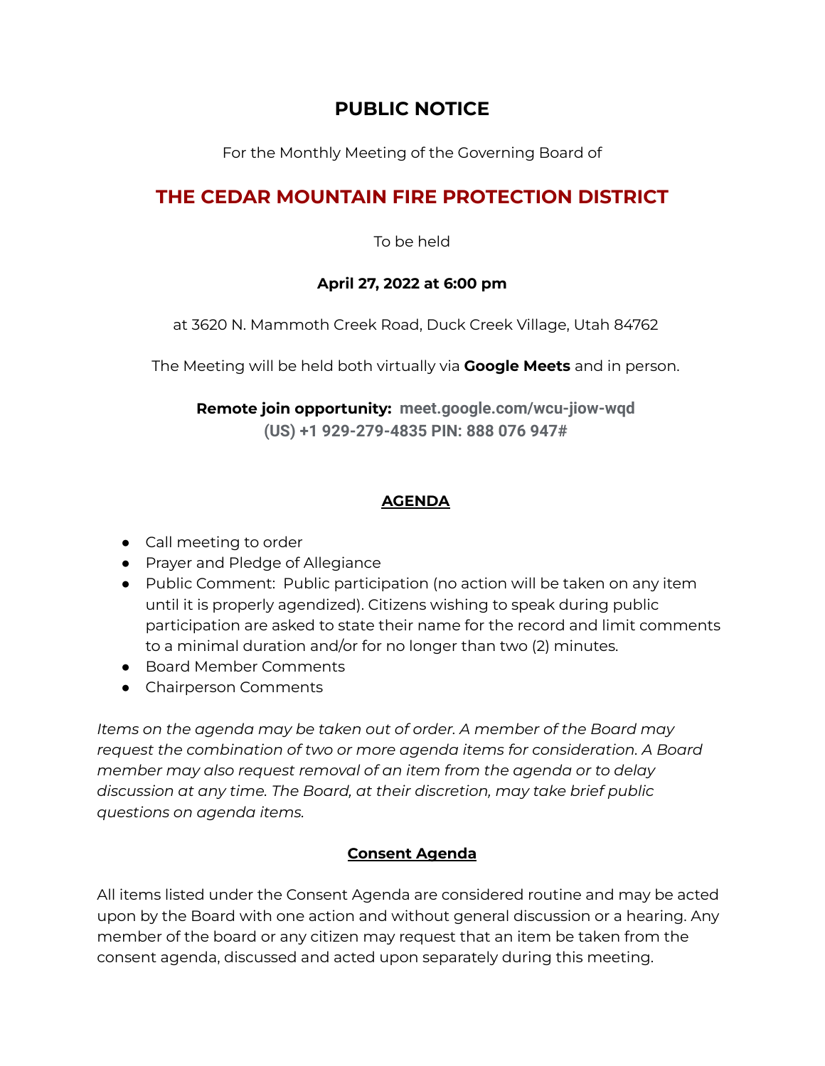# PUBLIC NOTICE

For the Monthly Meeting of the Governing Board of

## THE CEDAR MOUNTAIN FIRE PROTECTION DISTRICT

To be held

**April 27, 2022 at 6:00 pm**

at 3620 N. Mammoth Creek Road, Duck Creek Village, Utah 84762

The Meeting will be held both virtually via **Google Meets** and in person.

**Remote join opportunity: meet.google.com/wcu-jiow-wqd**
**(US) +1 929-279-4835 PIN: 888 076 947#**

### AGENDA

- Call meeting to order
- Prayer and Pledge of Allegiance
- Public Comment: Public participation (no action will be taken on any item until it is properly agendized). Citizens wishing to speak during public participation are asked to state their name for the record and limit comments to a minimal duration and/or for no longer than two (2) minutes.
- Board Member Comments
- Chairperson Comments

*Items on the agenda may be taken out of order. A member of the Board may request the combination of two or more agenda items for consideration. A Board member may also request removal of an item from the agenda or to delay discussion at any time. The Board, at their discretion, may take brief public questions on agenda items.*

### Consent Agenda

All items listed under the Consent Agenda are considered routine and may be acted upon by the Board with one action and without general discussion or a hearing. Any member of the board or any citizen may request that an item be taken from the consent agenda, discussed and acted upon separately during this meeting.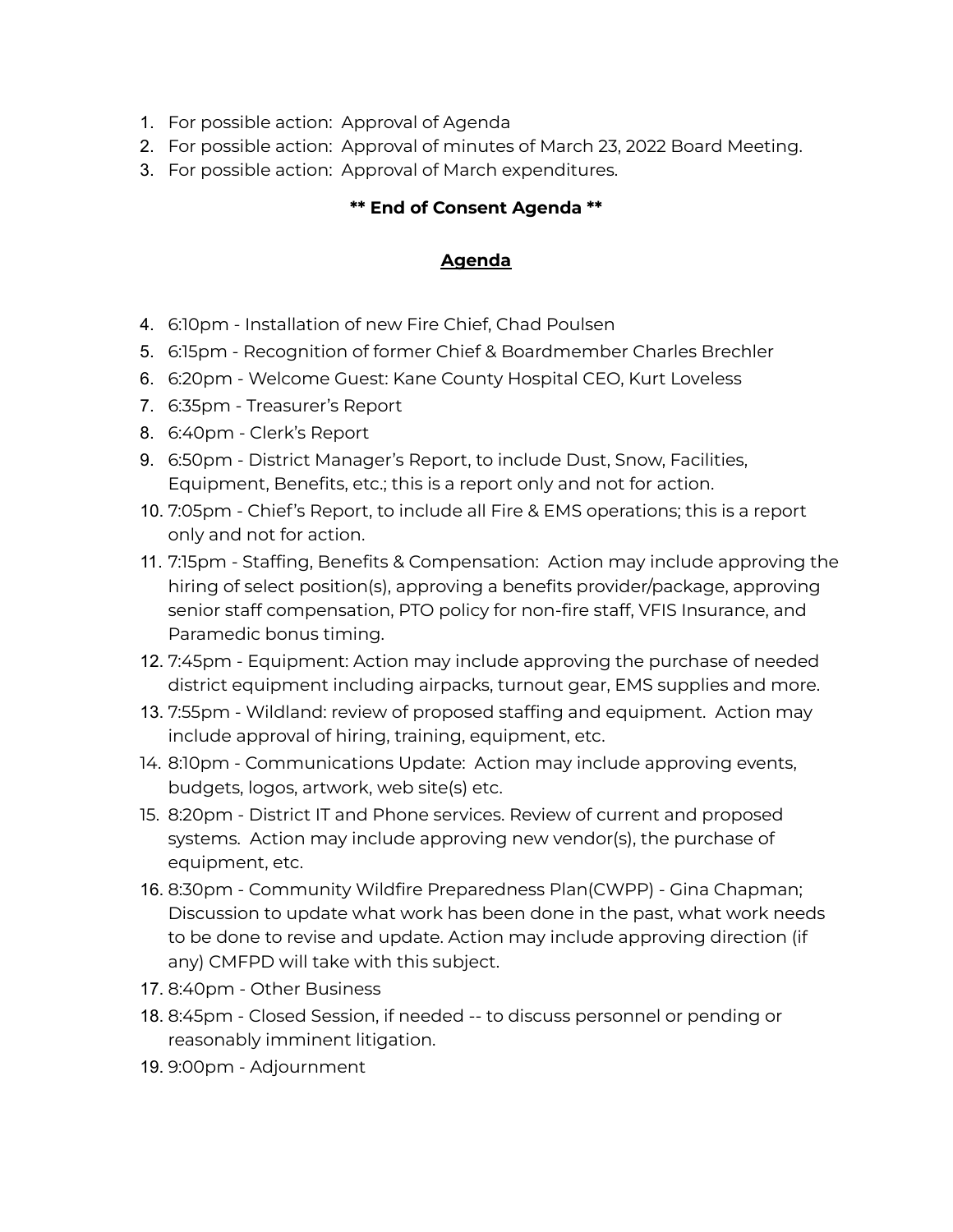1. For possible action: Approval of Agenda
2. For possible action: Approval of minutes of March 23, 2022 Board Meeting.
3. For possible action: Approval of March expenditures.

**\*\* End of Consent Agenda \*\***

## Agenda

4. 6:10pm - Installation of new Fire Chief, Chad Poulsen
5. 6:15pm - Recognition of former Chief & Boardmember Charles Brechler
6. 6:20pm - Welcome Guest: Kane County Hospital CEO, Kurt Loveless
7. 6:35pm - Treasurer's Report
8. 6:40pm - Clerk's Report
9. 6:50pm - District Manager's Report, to include Dust, Snow, Facilities, Equipment, Benefits, etc.; this is a report only and not for action.
10. 7:05pm - Chief's Report, to include all Fire & EMS operations; this is a report only and not for action.
11. 7:15pm - Staffing, Benefits & Compensation: Action may include approving the hiring of select position(s), approving a benefits provider/package, approving senior staff compensation, PTO policy for non-fire staff, VFIS Insurance, and Paramedic bonus timing.
12. 7:45pm - Equipment: Action may include approving the purchase of needed district equipment including airpacks, turnout gear, EMS supplies and more.
13. 7:55pm - Wildland: review of proposed staffing and equipment. Action may include approval of hiring, training, equipment, etc.
14. 8:10pm - Communications Update: Action may include approving events, budgets, logos, artwork, web site(s) etc.
15. 8:20pm - District IT and Phone services. Review of current and proposed systems. Action may include approving new vendor(s), the purchase of equipment, etc.
16. 8:30pm - Community Wildfire Preparedness Plan(CWPP) - Gina Chapman; Discussion to update what work has been done in the past, what work needs to be done to revise and update. Action may include approving direction (if any) CMFPD will take with this subject.
17. 8:40pm - Other Business
18. 8:45pm - Closed Session, if needed -- to discuss personnel or pending or reasonably imminent litigation.
19. 9:00pm - Adjournment